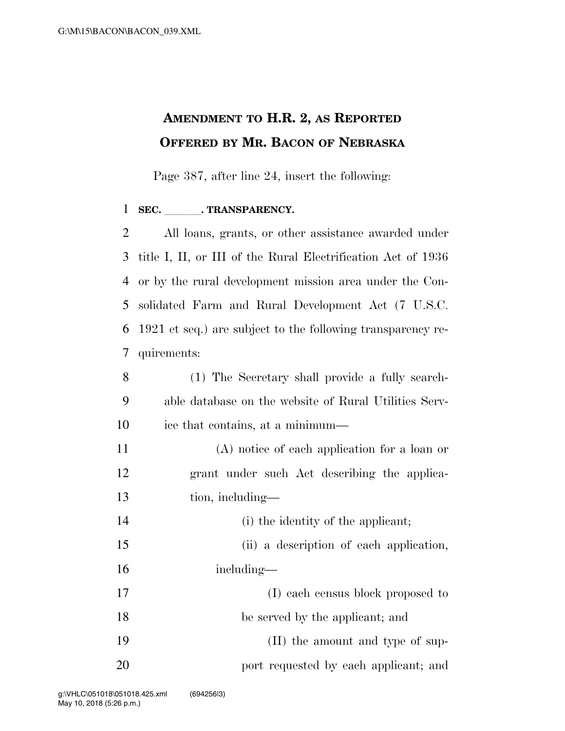# AMENDMENT TO H.R. 2, AS REPORTED OFFERED BY MR. BACON OF NEBRASKA

Page 387, after line 24, insert the following:

**SEC. \_\_\_\_\_\_. TRANSPARENCY.**

All loans, grants, or other assistance awarded under title I, II, or III of the Rural Electrification Act of 1936 or by the rural development mission area under the Consolidated Farm and Rural Development Act (7 U.S.C. 1921 et seq.) are subject to the following transparency requirements:

(1) The Secretary shall provide a fully searchable database on the website of Rural Utilities Service that contains, at a minimum—

(A) notice of each application for a loan or grant under such Act describing the application, including—

(i) the identity of the applicant;

(ii) a description of each application, including—

(I) each census block proposed to be served by the applicant; and

(II) the amount and type of support requested by each applicant; and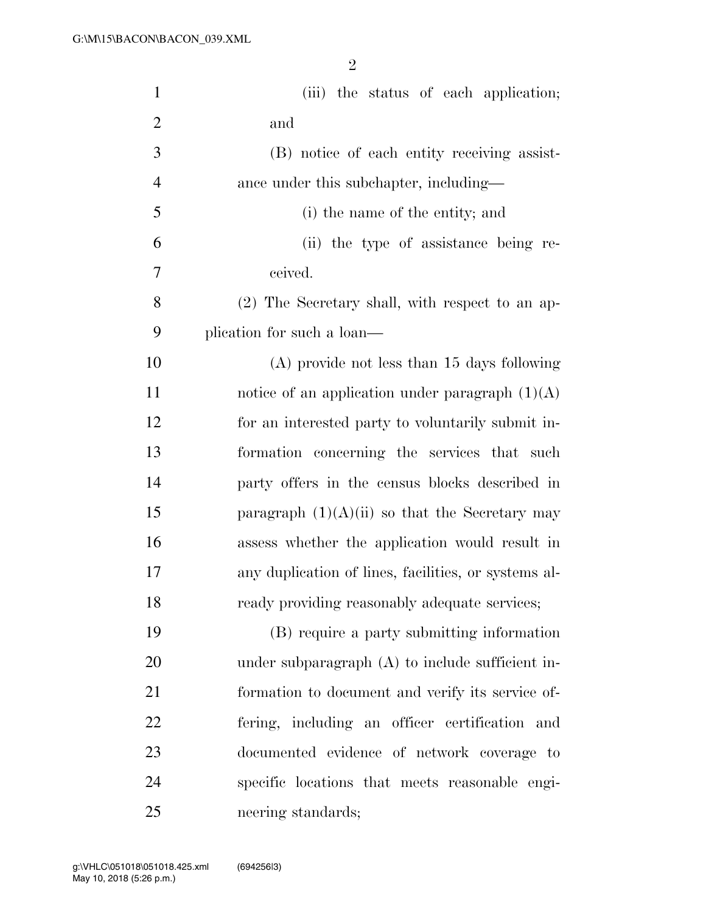(iii) the status of each application; and

(B) notice of each entity receiving assistance under this subchapter, including—

(i) the name of the entity; and

(ii) the type of assistance being received.

(2) The Secretary shall, with respect to an application for such a loan—

(A) provide not less than 15 days following notice of an application under paragraph (1)(A) for an interested party to voluntarily submit information concerning the services that such party offers in the census blocks described in paragraph (1)(A)(ii) so that the Secretary may assess whether the application would result in any duplication of lines, facilities, or systems already providing reasonably adequate services;

(B) require a party submitting information under subparagraph (A) to include sufficient information to document and verify its service offering, including an officer certification and documented evidence of network coverage to specific locations that meets reasonable engineering standards;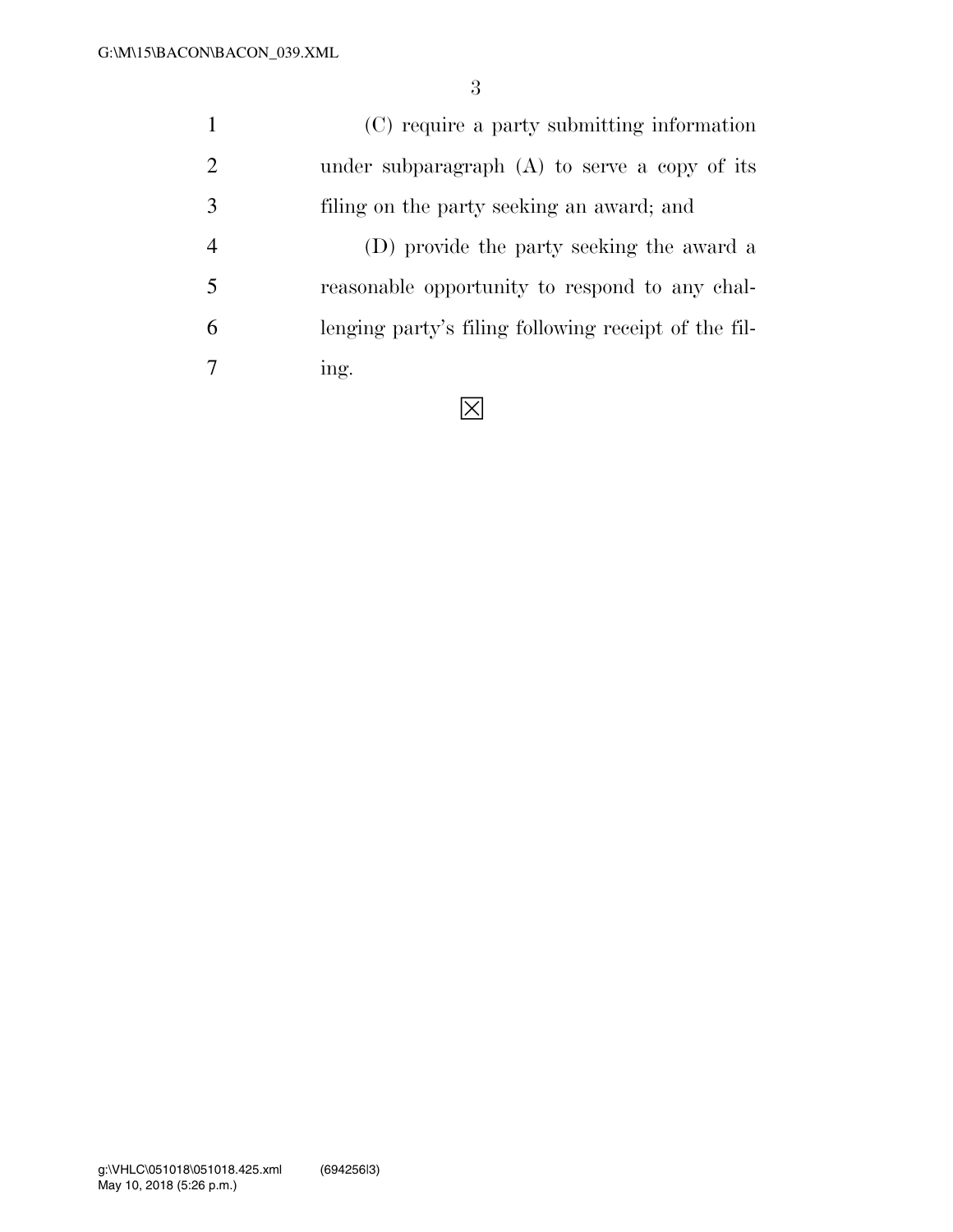(C) require a party submitting information under subparagraph (A) to serve a copy of its filing on the party seeking an award; and

(D) provide the party seeking the award a reasonable opportunity to respond to any challenging party's filing following receipt of the filing.